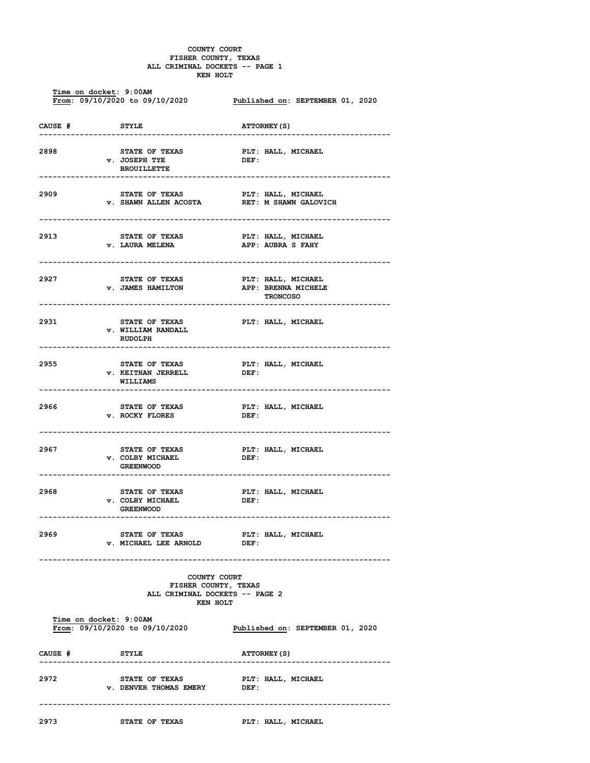# COUNTY COURT
## FISHER COUNTY, TEXAS
## ALL CRIMINAL DOCKETS -- PAGE 1
## KEN HOLT

**Time on docket**: 9:00AM
**From**: 09/10/2020 to 09/10/2020 **Published on**: SEPTEMBER 01, 2020

| CAUSE # | STYLE | ATTORNEY(S) |
|---|---|---|
| 2898 | STATE OF TEXAS v. JOSEPH TYE BROUILLETTE | PLT: HALL, MICHAEL DEF: |
| 2909 | STATE OF TEXAS v. SHAWN ALLEN ACOSTA | PLT: HALL, MICHAEL RET: M SHAWN GALOVICH |
| 2913 | STATE OF TEXAS v. LAURA MELENA | PLT: HALL, MICHAEL APP: AUBRA S FAHY |
| 2927 | STATE OF TEXAS v. JAMES HAMILTON | PLT: HALL, MICHAEL APP: BRENNA MICHELE TRONCOSO |
| 2931 | STATE OF TEXAS v. WILLIAM RANDALL RUDOLPH | PLT: HALL, MICHAEL |
| 2955 | STATE OF TEXAS v. KEITHAN JERRELL WILLIAMS | PLT: HALL, MICHAEL DEF: |
| 2966 | STATE OF TEXAS v. ROCKY FLORES | PLT: HALL, MICHAEL DEF: |
| 2967 | STATE OF TEXAS v. COLBY MICHAEL GREENWOOD | PLT: HALL, MICHAEL DEF: |
| 2968 | STATE OF TEXAS v. COLBY MICHAEL GREENWOOD | PLT: HALL, MICHAEL DEF: |
| 2969 | STATE OF TEXAS v. MICHAEL LEE ARNOLD | PLT: HALL, MICHAEL DEF: |

# COUNTY COURT
## FISHER COUNTY, TEXAS
## ALL CRIMINAL DOCKETS -- PAGE 2
## KEN HOLT

**Time on docket**: 9:00AM
**From**: 09/10/2020 to 09/10/2020 **Published on**: SEPTEMBER 01, 2020

| CAUSE # | STYLE | ATTORNEY(S) |
|---|---|---|
| 2972 | STATE OF TEXAS v. DENVER THOMAS EMERY | PLT: HALL, MICHAEL DEF: |
| 2973 | STATE OF TEXAS | PLT: HALL, MICHAEL |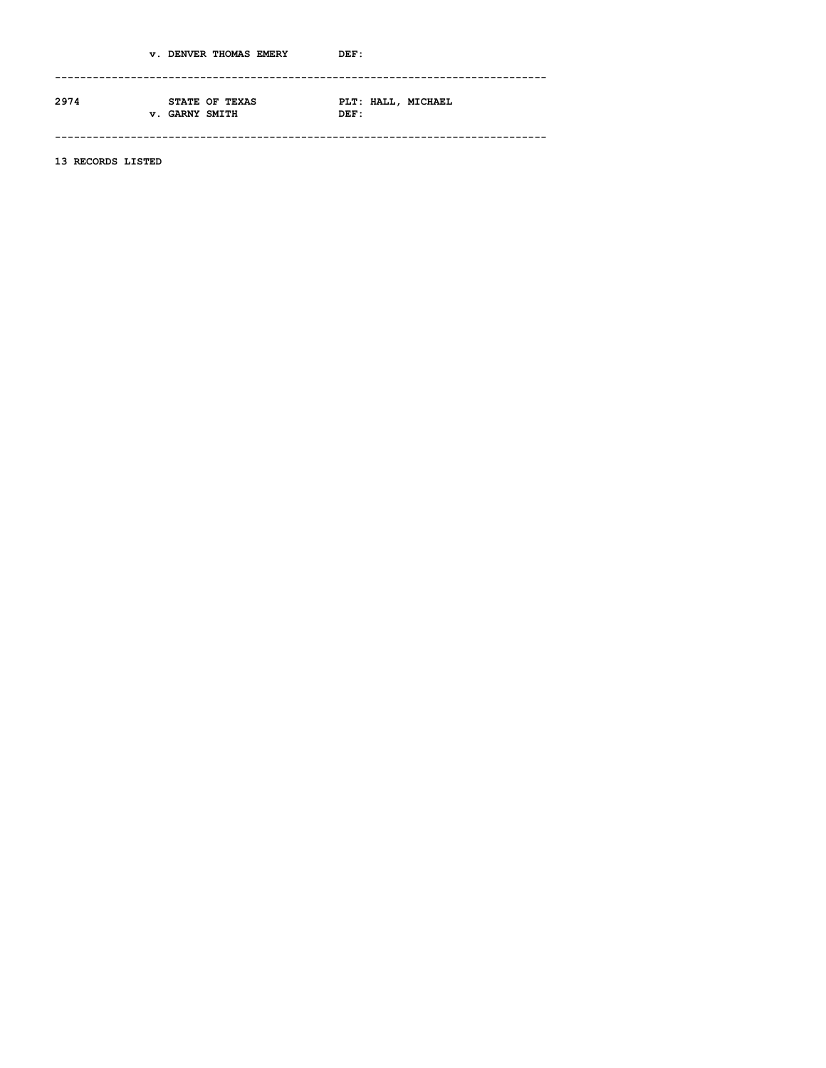| | | |
|---|---|---|
| | v. DENVER THOMAS EMERY | DEF: |

---

| | | |
|---|---|---|
| 2974 | STATE OF TEXAS | PLT: HALL, MICHAEL |
| | v. GARNY SMITH | DEF: |

---

13 RECORDS LISTED